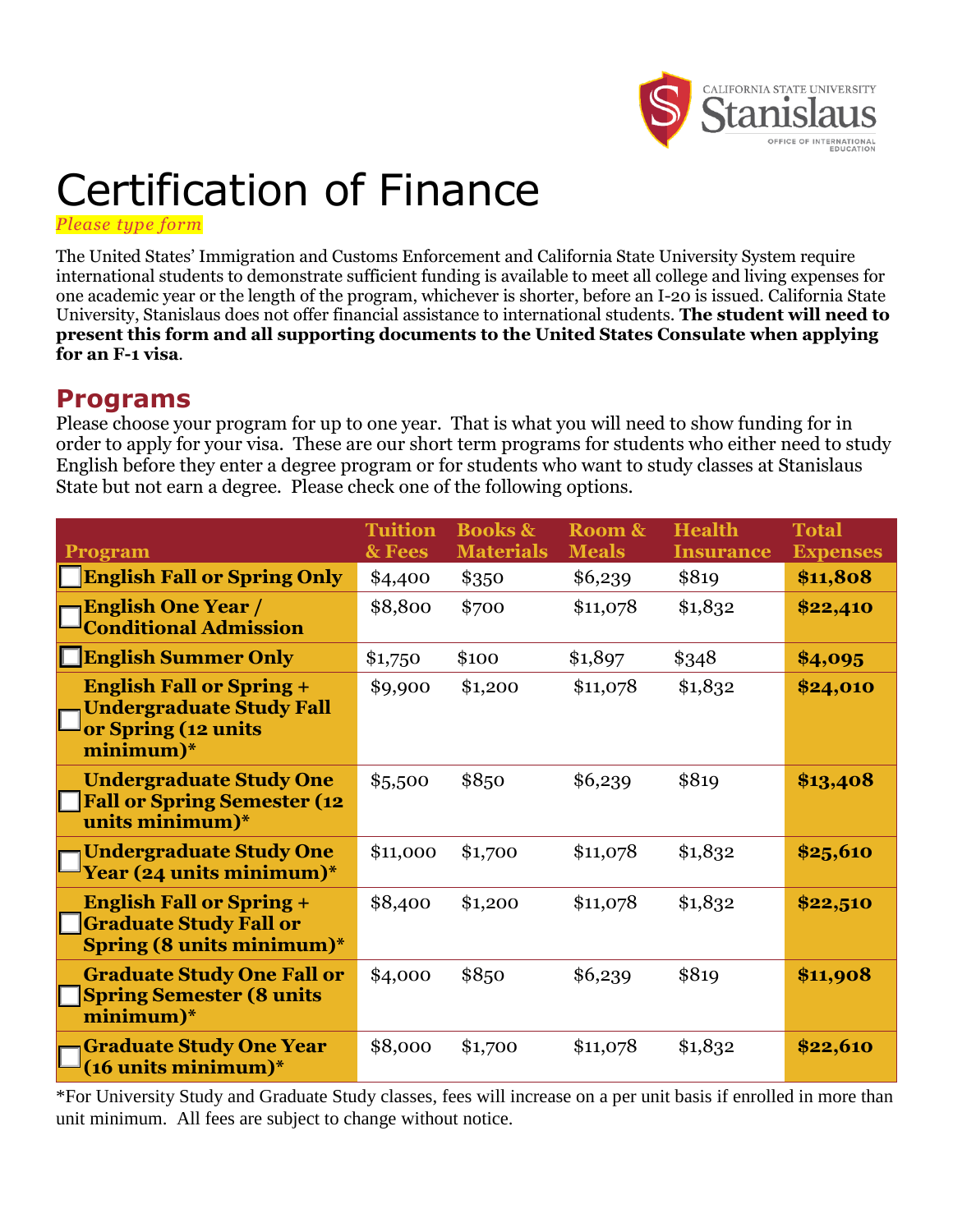CALIFORNIA STATE UNIVERSITY
Stanislaus
OFFICE OF INTERNATIONAL EDUCATION

# Certification of Finance

*Please type form*

The United States' Immigration and Customs Enforcement and California State University System require international students to demonstrate sufficient funding is available to meet all college and living expenses for one academic year or the length of the program, whichever is shorter, before an I-20 is issued. California State University, Stanislaus does not offer financial assistance to international students. **The student will need to present this form and all supporting documents to the United States Consulate when applying for an F-1 visa**.

## Programs

Please choose your program for up to one year. That is what you will need to show funding for in order to apply for your visa. These are our short term programs for students who either need to study English before they enter a degree program or for students who want to study classes at Stanislaus State but not earn a degree. Please check one of the following options.

| Program | Tuition & Fees | Books & Materials | Room & Meals | Health Insurance | Total Expenses |
|---|---|---|---|---|---|
| ☐ **English Fall or Spring Only** | $4,400 | $350 | $6,239 | $819 | **$11,808** |
| ☐ **English One Year / Conditional Admission** | $8,800 | $700 | $11,078 | $1,832 | **$22,410** |
| ☐ **English Summer Only** | $1,750 | $100 | $1,897 | $348 | **$4,095** |
| ☐ **English Fall or Spring + Undergraduate Study Fall or Spring (12 units minimum)*** | $9,900 | $1,200 | $11,078 | $1,832 | **$24,010** |
| ☐ **Undergraduate Study One Fall or Spring Semester (12 units minimum)*** | $5,500 | $850 | $6,239 | $819 | **$13,408** |
| ☐ **Undergraduate Study One Year (24 units minimum)*** | $11,000 | $1,700 | $11,078 | $1,832 | **$25,610** |
| ☐ **English Fall or Spring + Graduate Study Fall or Spring (8 units minimum)*** | $8,400 | $1,200 | $11,078 | $1,832 | **$22,510** |
| ☐ **Graduate Study One Fall or Spring Semester (8 units minimum)*** | $4,000 | $850 | $6,239 | $819 | **$11,908** |
| ☐ **Graduate Study One Year (16 units minimum)*** | $8,000 | $1,700 | $11,078 | $1,832 | **$22,610** |

*For University Study and Graduate Study classes, fees will increase on a per unit basis if enrolled in more than unit minimum. All fees are subject to change without notice.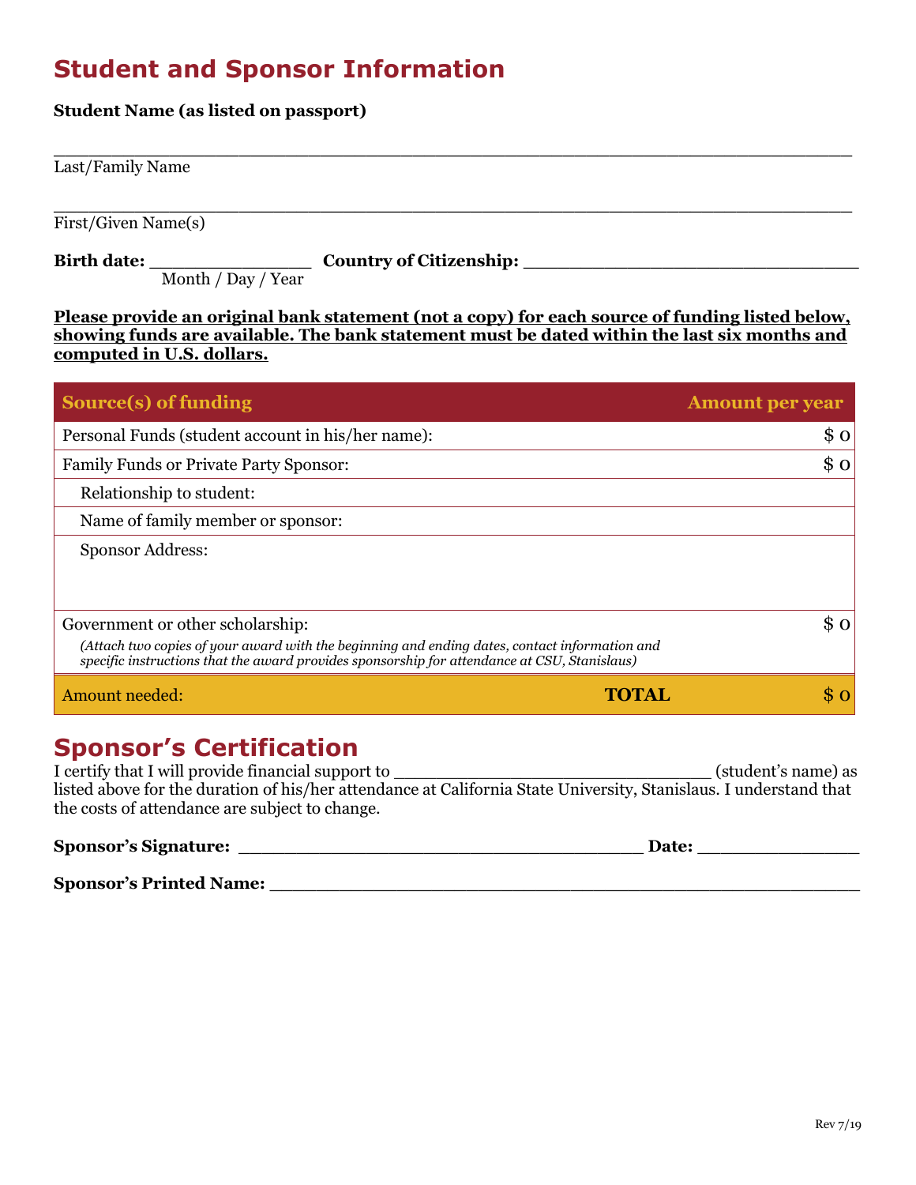## Student and Sponsor Information

**Student Name (as listed on passport)**

\_\_\_\_\_\_\_\_\_\_\_\_\_\_\_\_\_\_\_\_\_\_\_\_\_\_\_\_\_\_\_\_\_\_\_\_\_\_\_\_\_\_\_\_\_\_\_\_\_\_\_\_\_\_\_\_\_\_\_\_\_\_
Last/Family Name

\_\_\_\_\_\_\_\_\_\_\_\_\_\_\_\_\_\_\_\_\_\_\_\_\_\_\_\_\_\_\_\_\_\_\_\_\_\_\_\_\_\_\_\_\_\_\_\_\_\_\_\_\_\_\_\_\_\_\_\_\_\_
First/Given Name(s)

**Birth date:** \_\_\_\_\_\_\_\_\_\_\_\_\_\_\_ **Country of Citizenship:** \_\_\_\_\_\_\_\_\_\_\_\_\_\_\_\_\_\_\_\_\_\_\_\_\_\_\_\_\_\_
Month / Day / Year

**Please provide an original bank statement (not a copy) for each source of funding listed below, showing funds are available. The bank statement must be dated within the last six months and computed in U.S. dollars.**

| Source(s) of funding | | Amount per year |
|---|---|---|
| Personal Funds (student account in his/her name): | | $ 0 |
| Family Funds or Private Party Sponsor: | | $ 0 |
| Relationship to student: | | |
| Name of family member or sponsor: | | |
| Sponsor Address: | | |
| Government or other scholarship: *(Attach two copies of your award with the beginning and ending dates, contact information and specific instructions that the award provides sponsorship for attendance at CSU, Stanislaus)* | | $ 0 |
| Amount needed: | **TOTAL** | $ 0 |

## Sponsor's Certification

I certify that I will provide financial support to \_\_\_\_\_\_\_\_\_\_\_\_\_\_\_\_\_\_\_\_\_\_\_\_\_\_\_\_\_ (student's name) as listed above for the duration of his/her attendance at California State University, Stanislaus. I understand that the costs of attendance are subject to change.

**Sponsor's Signature:** \_\_\_\_\_\_\_\_\_\_\_\_\_\_\_\_\_\_\_\_\_\_\_\_\_\_\_\_\_\_\_\_\_\_\_\_\_\_ **Date:** \_\_\_\_\_\_\_\_\_\_\_\_\_\_\_

**Sponsor's Printed Name:** \_\_\_\_\_\_\_\_\_\_\_\_\_\_\_\_\_\_\_\_\_\_\_\_\_\_\_\_\_\_\_\_\_\_\_\_\_\_\_\_\_\_\_\_\_\_\_\_\_\_\_\_\_\_

Rev 7/19